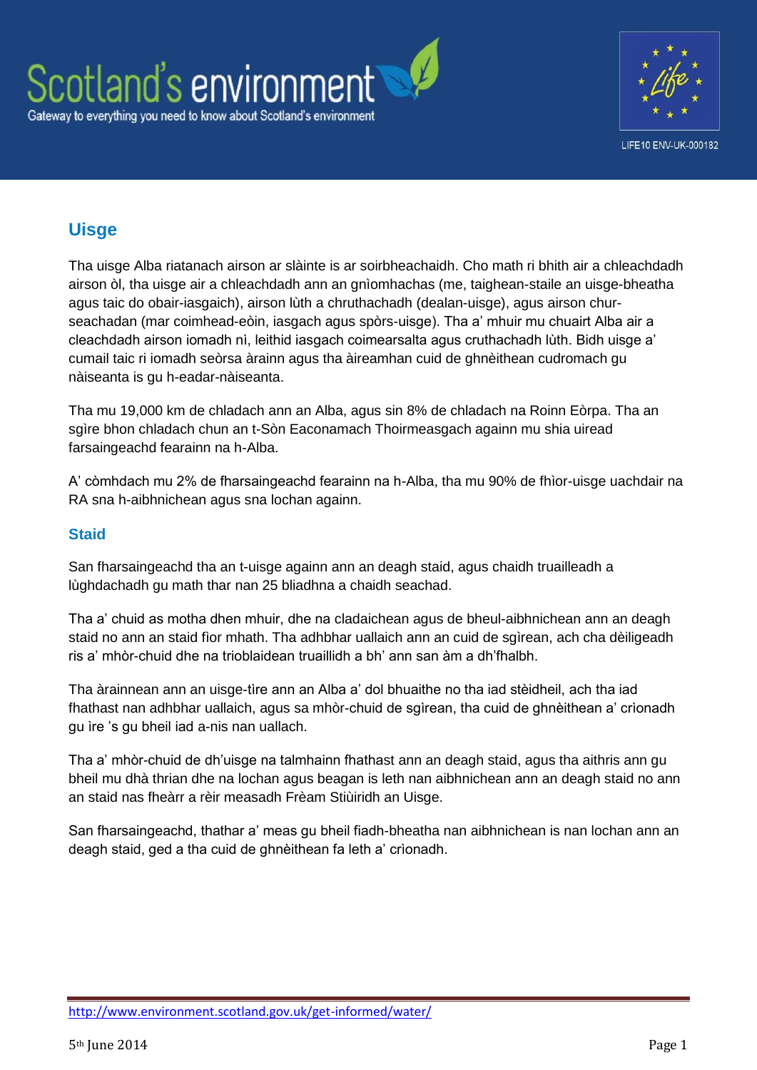## Uisge

Tha uisge Alba riatanach airson ar slàinte is ar soirbheachaidh. Cho math ri bhith air a chleachdadh airson òl, tha uisge air a chleachdadh ann an gnìomhachas (me, taighean-staile an uisge-bheatha agus taic do obair-iasgaich), airson lùth a chruthachadh (dealan-uisge), agus airson chur-seachadan (mar coimhead-eòin, iasgach agus spòrs-uisge). Tha a' mhuir mu chuairt Alba air a cleachdadh airson iomadh nì, leithid iasgach coimearsalta agus cruthachadh lùth. Bidh uisge a' cumail taic ri iomadh seòrsa àrainn agus tha àireamhan cuid de ghnèithean cudromach gu nàiseanta is gu h-eadar-nàiseanta.

Tha mu 19,000 km de chladach ann an Alba, agus sin 8% de chladach na Roinn Eòrpa. Tha an sgìre bhon chladach chun an t-Sòn Eaconamach Thoirmeasgach againn mu shia uiread farsaingeachd fearainn na h-Alba.

A' còmhdach mu 2% de fharsaingeachd fearainn na h-Alba, tha mu 90% de fhìor-uisge uachdair na RA sna h-aibhnichean agus sna lochan againn.

### Staid

San fharsaingeachd tha an t-uisge againn ann an deagh staid, agus chaidh truailleadh a lùghdachadh gu math thar nan 25 bliadhna a chaidh seachad.

Tha a' chuid as motha dhen mhuir, dhe na cladaichean agus de bheul-aibhnichean ann an deagh staid no ann an staid fìor mhath. Tha adhbhar uallaich ann an cuid de sgìrean, ach cha dèiligeadh ris a' mhòr-chuid dhe na trioblaidean truaillidh a bh' ann san àm a dh'fhalbh.

Tha àrainnean ann an uisge-tìre ann an Alba a' dol bhuaithe no tha iad stèidheil, ach tha iad fhathast nan adhbhar uallaich, agus sa mhòr-chuid de sgìrean, tha cuid de ghnèithean a' crìonadh gu ìre 's gu bheil iad a-nis nan uallach.

Tha a' mhòr-chuid de dh'uisge na talmhainn fhathast ann an deagh staid, agus tha aithris ann gu bheil mu dhà thrian dhe na lochan agus beagan is leth nan aibhnichean ann an deagh staid no ann an staid nas fheàrr a rèir measadh Frèam Stiùiridh an Uisge.

San fharsaingeachd, thathar a' meas gu bheil fiadh-bheatha nan aibhnichean is nan lochan ann an deagh staid, ged a tha cuid de ghnèithean fa leth a' crìonadh.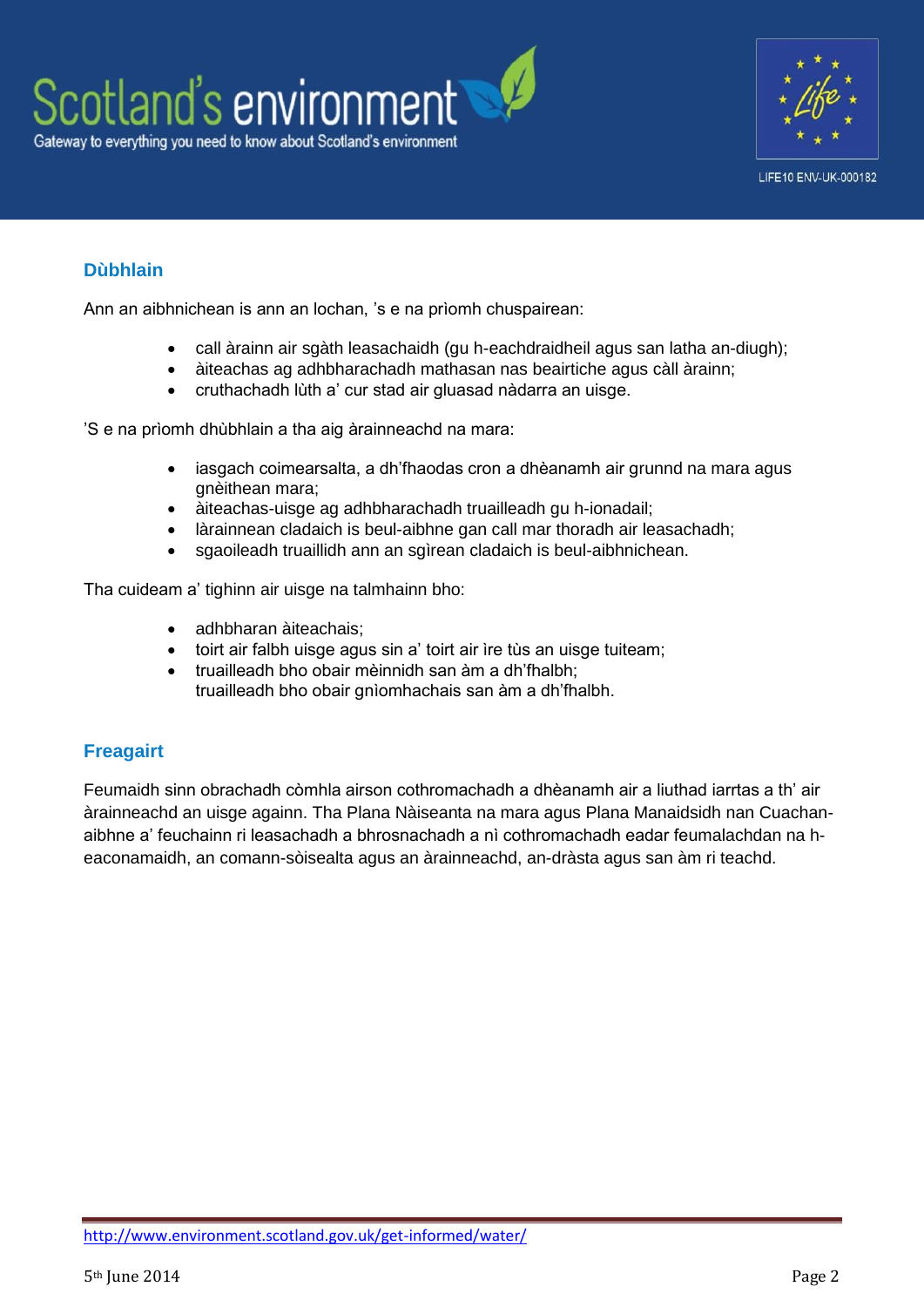## Dùbhlain

Ann an aibhnichean is ann an lochan, 's e na prìomh chuspairean:

- call àrainn air sgàth leasachaidh (gu h-eachdraidheil agus san latha an-diugh);
- àiteachas ag adhbharachadh mathasan nas beairtiche agus càll àrainn;
- cruthachadh lùth a' cur stad air gluasad nàdarra an uisge.

'S e na prìomh dhùbhlain a tha aig àrainneachd na mara:

- iasgach coimearsalta, a dh'fhaodas cron a dhèanamh air grunnd na mara agus gnèithean mara;
- àiteachas-uisge ag adhbharachadh truailleadh gu h-ionadail;
- làrainnean cladaich is beul-aibhne gan call mar thoradh air leasachadh;
- sgaoileadh truaillidh ann an sgìrean cladaich is beul-aibhnichean.

Tha cuideam a' tighinn air uisge na talmhainn bho:

- adhbharan àiteachais;
- toirt air falbh uisge agus sin a' toirt air ìre tùs an uisge tuiteam;
- truailleadh bho obair mèinnidh san àm a dh'fhalbh;
  truailleadh bho obair gnìomhachais san àm a dh'fhalbh.

## Freagairt

Feumaidh sinn obrachadh còmhla airson cothromachadh a dhèanamh air a liuthad iarrtas a th' air àrainneachd an uisge againn. Tha Plana Nàiseanta na mara agus Plana Manaidsidh nan Cuachan-aibhne a' feuchainn ri leasachadh a bhrosnachadh a nì cothromachadh eadar feumalachdan na h-eaconamaidh, an comann-sòisealta agus an àrainneachd, an-dràsta agus san àm ri teachd.

http://www.environment.scotland.gov.uk/get-informed/water/

5th June 2014